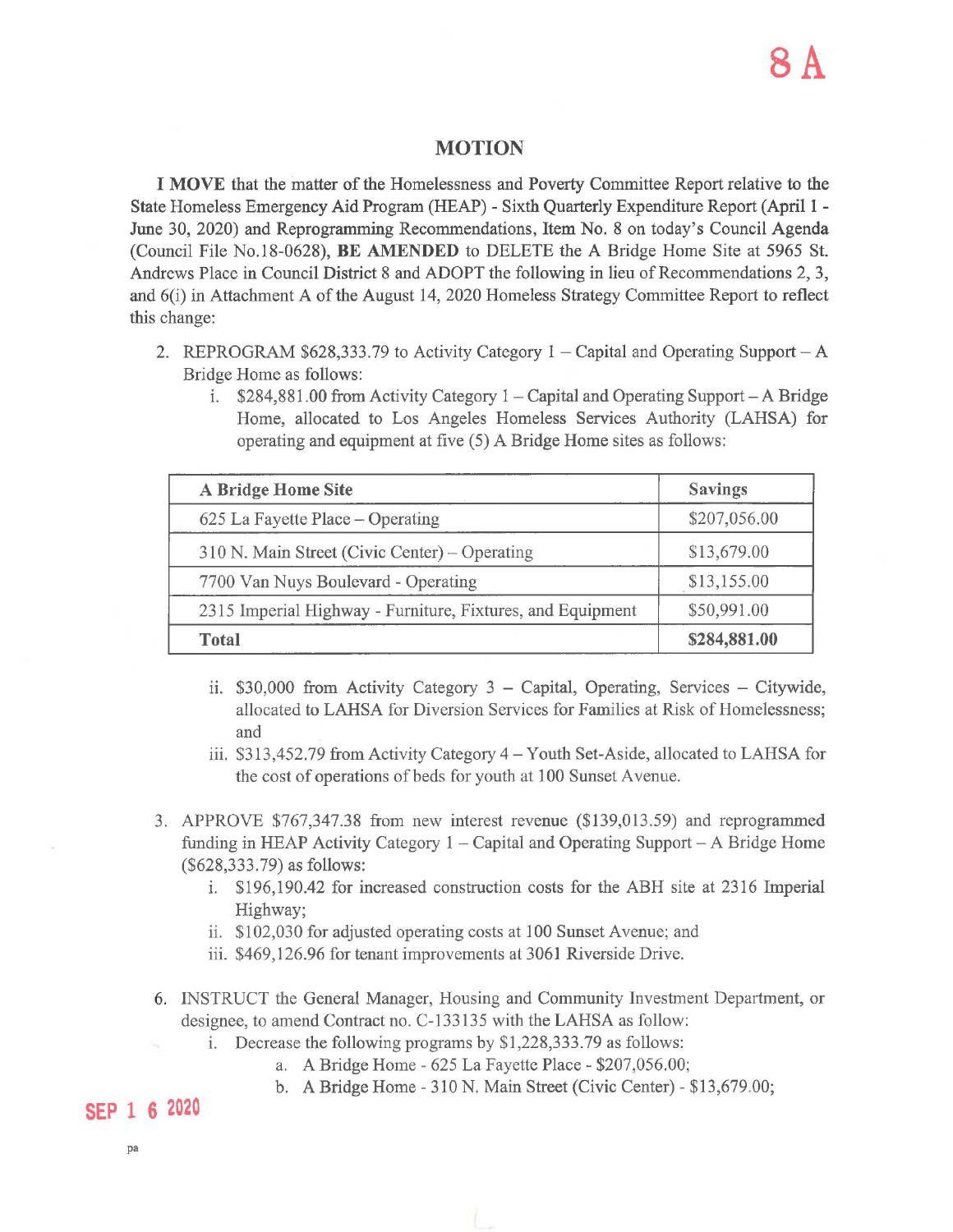8 A

# MOTION

**I MOVE** that the matter of the Homelessness and Poverty Committee Report relative to the State Homeless Emergency Aid Program (HEAP) - Sixth Quarterly Expenditure Report (April 1 - June 30, 2020) and Reprogramming Recommendations, Item No. 8 on today's Council Agenda (Council File No.18-0628), **BE AMENDED** to DELETE the A Bridge Home Site at 5965 St. Andrews Place in Council District 8 and ADOPT the following in lieu of Recommendations 2, 3, and 6(i) in Attachment A of the August 14, 2020 Homeless Strategy Committee Report to reflect this change:

2. REPROGRAM $628,333.79 to Activity Category 1 – Capital and Operating Support – A Bridge Home as follows:
   i. $284,881.00 from Activity Category 1 – Capital and Operating Support – A Bridge Home, allocated to Los Angeles Homeless Services Authority (LAHSA) for operating and equipment at five (5) A Bridge Home sites as follows:

| A Bridge Home Site | Savings |
|---|---|
| 625 La Fayette Place – Operating | $207,056.00 |
| 310 N. Main Street (Civic Center) – Operating | $13,679.00 |
| 7700 Van Nuys Boulevard - Operating | $13,155.00 |
| 2315 Imperial Highway - Furniture, Fixtures, and Equipment | $50,991.00 |
| **Total** | **$284,881.00** |

   ii. $30,000 from Activity Category 3 – Capital, Operating, Services – Citywide, allocated to LAHSA for Diversion Services for Families at Risk of Homelessness; and
   iii. $313,452.79 from Activity Category 4 – Youth Set-Aside, allocated to LAHSA for the cost of operations of beds for youth at 100 Sunset Avenue.

3. APPROVE $767,347.38 from new interest revenue ($139,013.59) and reprogrammed funding in HEAP Activity Category 1 – Capital and Operating Support – A Bridge Home ($628,333.79) as follows:
   i. $196,190.42 for increased construction costs for the ABH site at 2316 Imperial Highway;
   ii. $102,030 for adjusted operating costs at 100 Sunset Avenue; and
   iii. $469,126.96 for tenant improvements at 3061 Riverside Drive.

6. INSTRUCT the General Manager, Housing and Community Investment Department, or designee, to amend Contract no. C-133135 with the LAHSA as follow:
   i. Decrease the following programs by $1,228,333.79 as follows:
      a. A Bridge Home - 625 La Fayette Place - $207,056.00;
      b. A Bridge Home - 310 N. Main Street (Civic Center) - $13,679.00;

SEP 16 2020

pa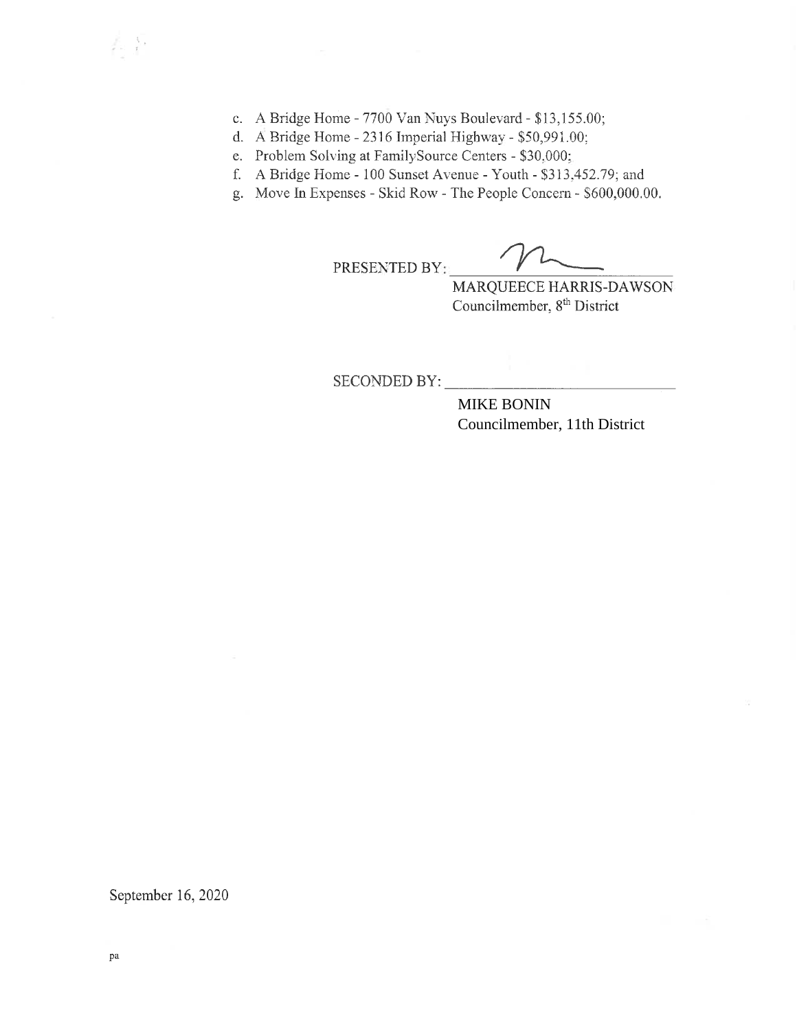c. A Bridge Home - 7700 Van Nuys Boulevard - $13,155.00;
d. A Bridge Home - 2316 Imperial Highway - $50,991.00;
e. Problem Solving at FamilySource Centers - $30,000;
f. A Bridge Home - 100 Sunset Avenue - Youth - $313,452.79; and
g. Move In Expenses - Skid Row - The People Concern - $600,000.00.

PRESENTED BY: ______________________
MARQUEECE HARRIS-DAWSON
Councilmember, 8th District

SECONDED BY: ______________________
MIKE BONIN
Councilmember, 11th District

September 16, 2020

pa